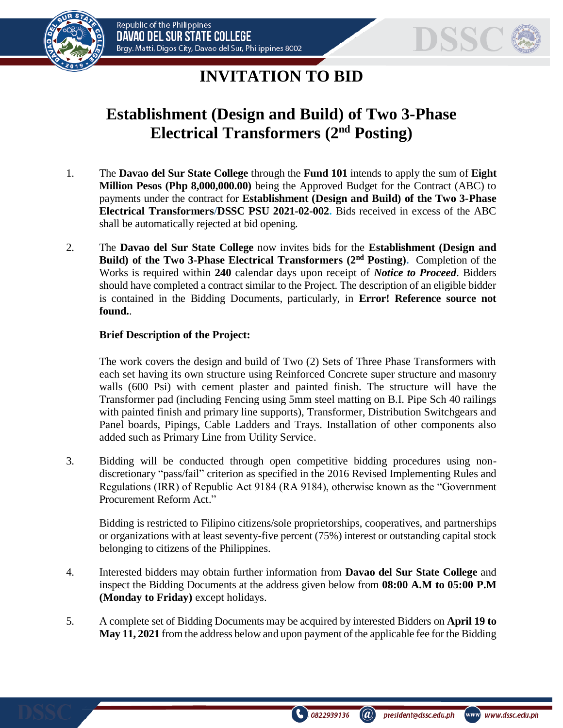# INVITATION TO BID

## Establishment (Design and Build) of Two 3-Phase Electrical Transformers (2nd Posting)

1. The **Davao del Sur State College** through the **Fund 101** intends to apply the sum of **Eight Million Pesos (Php 8,000,000.00)** being the Approved Budget for the Contract (ABC) to payments under the contract for **Establishment (Design and Build) of the Two 3-Phase Electrical Transformers/DSSC PSU 2021-02-002.** Bids received in excess of the ABC shall be automatically rejected at bid opening.

2. The **Davao del Sur State College** now invites bids for the **Establishment (Design and Build) of the Two 3-Phase Electrical Transformers (2nd Posting).** Completion of the Works is required within **240** calendar days upon receipt of ***Notice to Proceed***. Bidders should have completed a contract similar to the Project. The description of an eligible bidder is contained in the Bidding Documents, particularly, in **Error! Reference source not found.**.

   **Brief Description of the Project:**

   The work covers the design and build of Two (2) Sets of Three Phase Transformers with each set having its own structure using Reinforced Concrete super structure and masonry walls (600 Psi) with cement plaster and painted finish. The structure will have the Transformer pad (including Fencing using 5mm steel matting on B.I. Pipe Sch 40 railings with painted finish and primary line supports), Transformer, Distribution Switchgears and Panel boards, Pipings, Cable Ladders and Trays. Installation of other components also added such as Primary Line from Utility Service.

3. Bidding will be conducted through open competitive bidding procedures using non-discretionary "pass/fail" criterion as specified in the 2016 Revised Implementing Rules and Regulations (IRR) of Republic Act 9184 (RA 9184), otherwise known as the "Government Procurement Reform Act."

   Bidding is restricted to Filipino citizens/sole proprietorships, cooperatives, and partnerships or organizations with at least seventy-five percent (75%) interest or outstanding capital stock belonging to citizens of the Philippines.

4. Interested bidders may obtain further information from **Davao del Sur State College** and inspect the Bidding Documents at the address given below from **08:00 A.M to 05:00 P.M (Monday to Friday)** except holidays.

5. A complete set of Bidding Documents may be acquired by interested Bidders on **April 19 to May 11, 2021** from the address below and upon payment of the applicable fee for the Bidding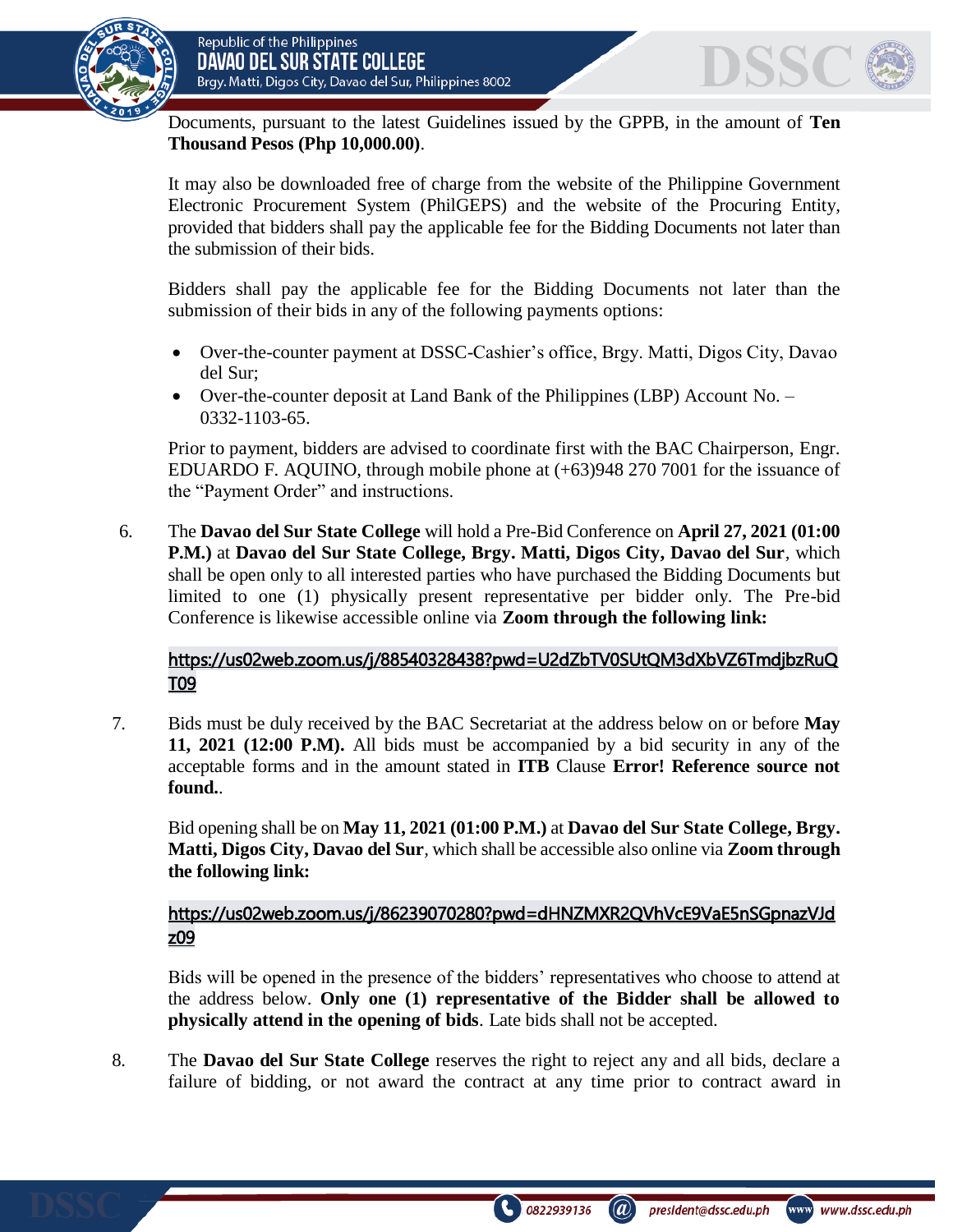Documents, pursuant to the latest Guidelines issued by the GPPB, in the amount of **Ten Thousand Pesos (Php 10,000.00)**.

It may also be downloaded free of charge from the website of the Philippine Government Electronic Procurement System (PhilGEPS) and the website of the Procuring Entity, provided that bidders shall pay the applicable fee for the Bidding Documents not later than the submission of their bids.

Bidders shall pay the applicable fee for the Bidding Documents not later than the submission of their bids in any of the following payments options:

- Over-the-counter payment at DSSC-Cashier's office, Brgy. Matti, Digos City, Davao del Sur;
- Over-the-counter deposit at Land Bank of the Philippines (LBP) Account No. – 0332-1103-65.

Prior to payment, bidders are advised to coordinate first with the BAC Chairperson, Engr. EDUARDO F. AQUINO, through mobile phone at (+63)948 270 7001 for the issuance of the "Payment Order" and instructions.

6. The **Davao del Sur State College** will hold a Pre-Bid Conference on **April 27, 2021 (01:00 P.M.)** at **Davao del Sur State College, Brgy. Matti, Digos City, Davao del Sur**, which shall be open only to all interested parties who have purchased the Bidding Documents but limited to one (1) physically present representative per bidder only. The Pre-bid Conference is likewise accessible online via **Zoom through the following link:**

   https://us02web.zoom.us/j/88540328438?pwd=U2dZbTV0SUtQM3dXbVZ6TmdjbzRuQT09

7. Bids must be duly received by the BAC Secretariat at the address below on or before **May 11, 2021 (12:00 P.M).** All bids must be accompanied by a bid security in any of the acceptable forms and in the amount stated in **ITB** Clause **Error! Reference source not found.**.

   Bid opening shall be on **May 11, 2021 (01:00 P.M.)** at **Davao del Sur State College, Brgy. Matti, Digos City, Davao del Sur**, which shall be accessible also online via **Zoom through the following link:**

   https://us02web.zoom.us/j/86239070280?pwd=dHNZMXR2QVhVcE9VaE5nSGpnazVJdz09

   Bids will be opened in the presence of the bidders' representatives who choose to attend at the address below. **Only one (1) representative of the Bidder shall be allowed to physically attend in the opening of bids**. Late bids shall not be accepted.

8. The **Davao del Sur State College** reserves the right to reject any and all bids, declare a failure of bidding, or not award the contract at any time prior to contract award in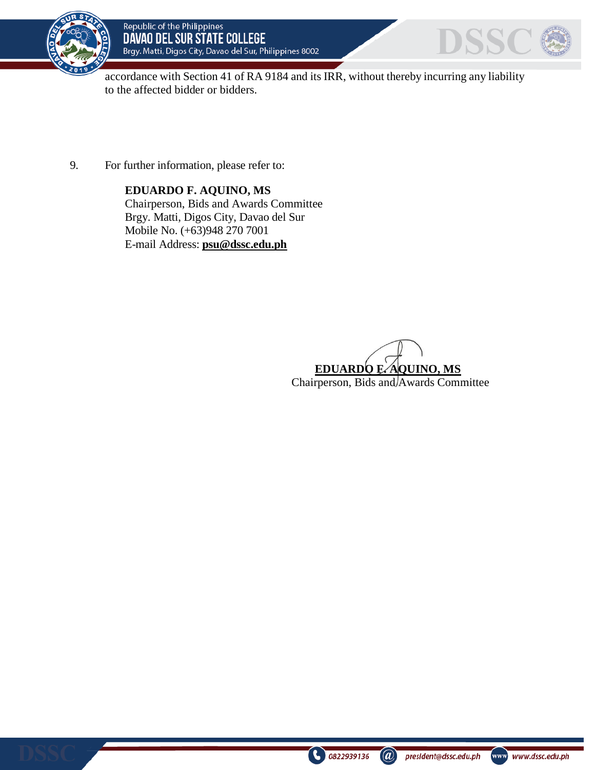accordance with Section 41 of RA 9184 and its IRR, without thereby incurring any liability to the affected bidder or bidders.

9. For further information, please refer to:

   **EDUARDO F. AQUINO, MS**
   Chairperson, Bids and Awards Committee
   Brgy. Matti, Digos City, Davao del Sur
   Mobile No. (+63)948 270 7001
   E-mail Address: **psu@dssc.edu.ph**

**EDUARDO F. AQUINO, MS**
Chairperson, Bids and Awards Committee